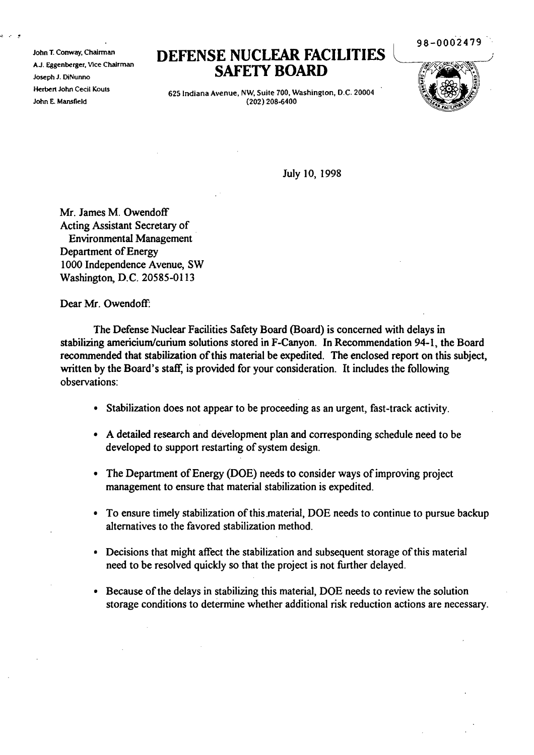John T. Conway, Chairman
A.J. Eggenberger, Vice Chairman
Joseph J. DiNunno
Herbert John Cecil Kouts
John E. Mansfield

# DEFENSE NUCLEAR FACILITIES SAFETY BOARD

625 Indiana Avenue, NW, Suite 700, Washington, D.C. 20004
(202) 208-6400

98-0002479

July 10, 1998

Mr. James M. Owendoff
Acting Assistant Secretary of
Environmental Management
Department of Energy
1000 Independence Avenue, SW
Washington, D.C. 20585-0113

Dear Mr. Owendoff:

The Defense Nuclear Facilities Safety Board (Board) is concerned with delays in stabilizing americium/curium solutions stored in F-Canyon. In Recommendation 94-1, the Board recommended that stabilization of this material be expedited. The enclosed report on this subject, written by the Board's staff, is provided for your consideration. It includes the following observations:

- Stabilization does not appear to be proceeding as an urgent, fast-track activity.
- A detailed research and development plan and corresponding schedule need to be developed to support restarting of system design.
- The Department of Energy (DOE) needs to consider ways of improving project management to ensure that material stabilization is expedited.
- To ensure timely stabilization of this material, DOE needs to continue to pursue backup alternatives to the favored stabilization method.
- Decisions that might affect the stabilization and subsequent storage of this material need to be resolved quickly so that the project is not further delayed.
- Because of the delays in stabilizing this material, DOE needs to review the solution storage conditions to determine whether additional risk reduction actions are necessary.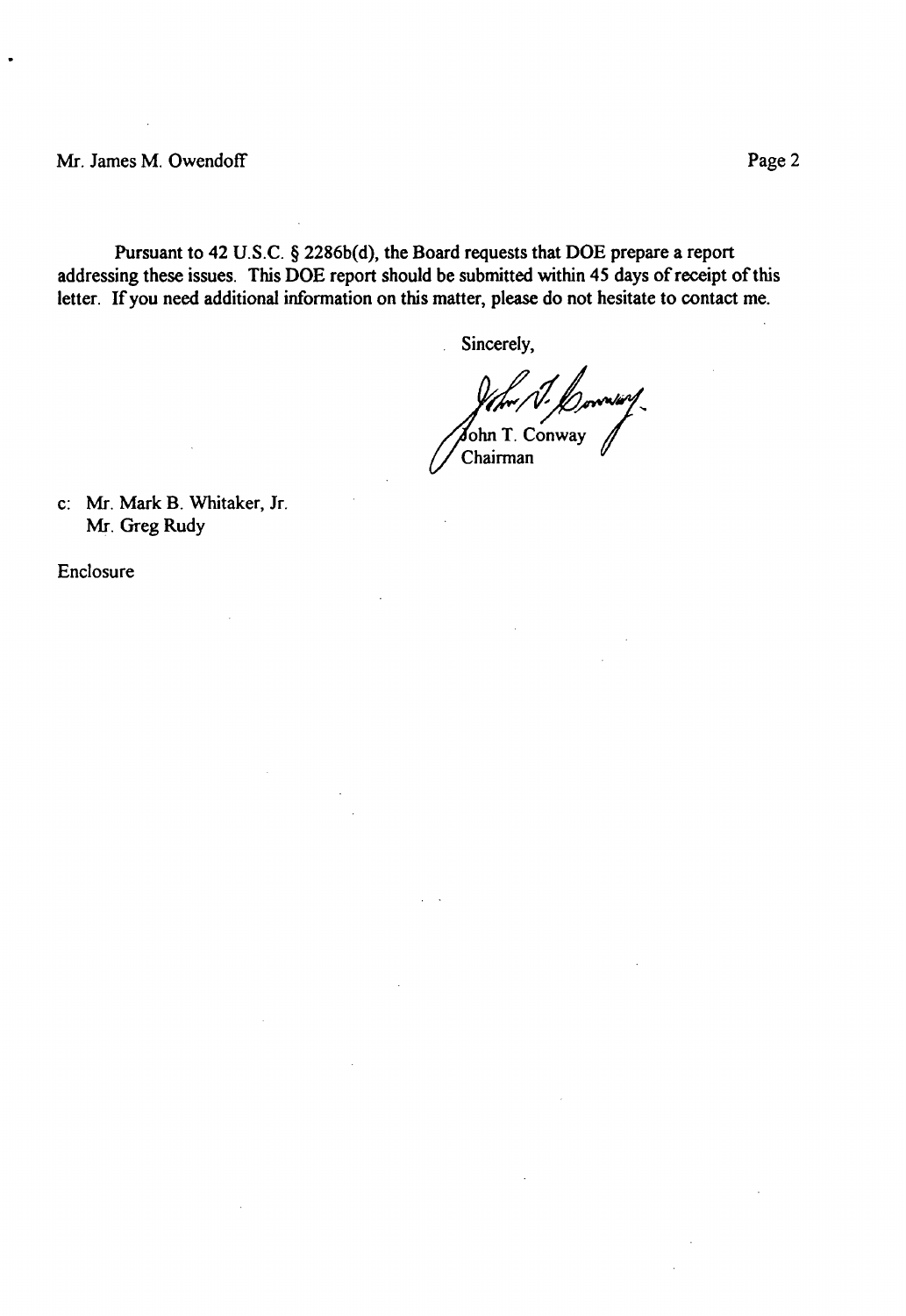Pursuant to 42 U.S.C. § 2286b(d), the Board requests that DOE prepare a report addressing these issues. This DOE report should be submitted within 45 days of receipt of this letter. If you need additional information on this matter, please do not hesitate to contact me.

Sincerely,

John T. Conway
Chairman

c: Mr. Mark B. Whitaker, Jr.
Mr. Greg Rudy

Enclosure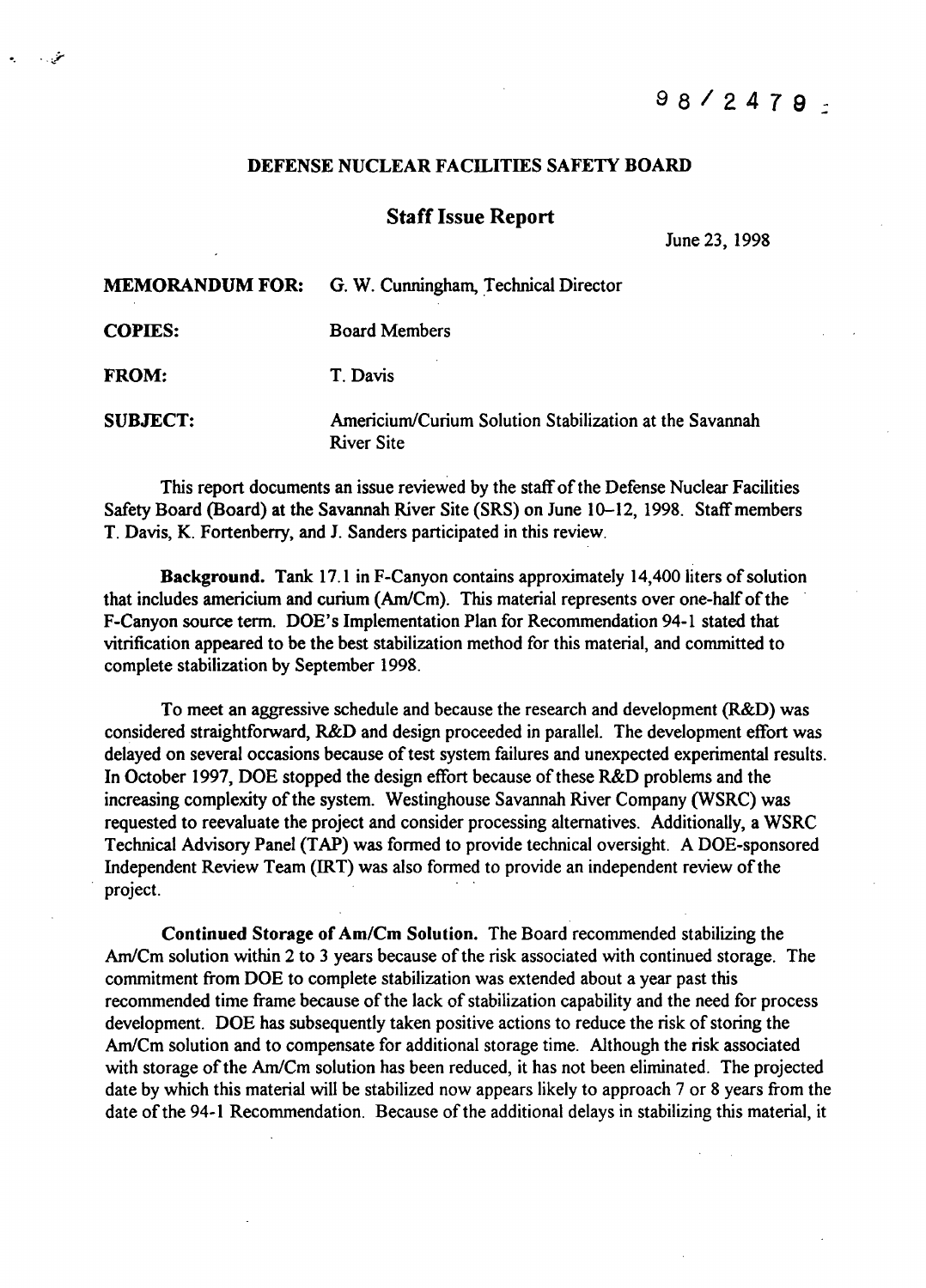98/2479

**DEFENSE NUCLEAR FACILITIES SAFETY BOARD**

**Staff Issue Report**

June 23, 1998

**MEMORANDUM FOR:** G. W. Cunningham, Technical Director

**COPIES:** Board Members

**FROM:** T. Davis

**SUBJECT:** Americium/Curium Solution Stabilization at the Savannah River Site

This report documents an issue reviewed by the staff of the Defense Nuclear Facilities Safety Board (Board) at the Savannah River Site (SRS) on June 10–12, 1998. Staff members T. Davis, K. Fortenberry, and J. Sanders participated in this review.

**Background.** Tank 17.1 in F-Canyon contains approximately 14,400 liters of solution that includes americium and curium (Am/Cm). This material represents over one-half of the F-Canyon source term. DOE's Implementation Plan for Recommendation 94-1 stated that vitrification appeared to be the best stabilization method for this material, and committed to complete stabilization by September 1998.

To meet an aggressive schedule and because the research and development (R&D) was considered straightforward, R&D and design proceeded in parallel. The development effort was delayed on several occasions because of test system failures and unexpected experimental results. In October 1997, DOE stopped the design effort because of these R&D problems and the increasing complexity of the system. Westinghouse Savannah River Company (WSRC) was requested to reevaluate the project and consider processing alternatives. Additionally, a WSRC Technical Advisory Panel (TAP) was formed to provide technical oversight. A DOE-sponsored Independent Review Team (IRT) was also formed to provide an independent review of the project.

**Continued Storage of Am/Cm Solution.** The Board recommended stabilizing the Am/Cm solution within 2 to 3 years because of the risk associated with continued storage. The commitment from DOE to complete stabilization was extended about a year past this recommended time frame because of the lack of stabilization capability and the need for process development. DOE has subsequently taken positive actions to reduce the risk of storing the Am/Cm solution and to compensate for additional storage time. Although the risk associated with storage of the Am/Cm solution has been reduced, it has not been eliminated. The projected date by which this material will be stabilized now appears likely to approach 7 or 8 years from the date of the 94-1 Recommendation. Because of the additional delays in stabilizing this material, it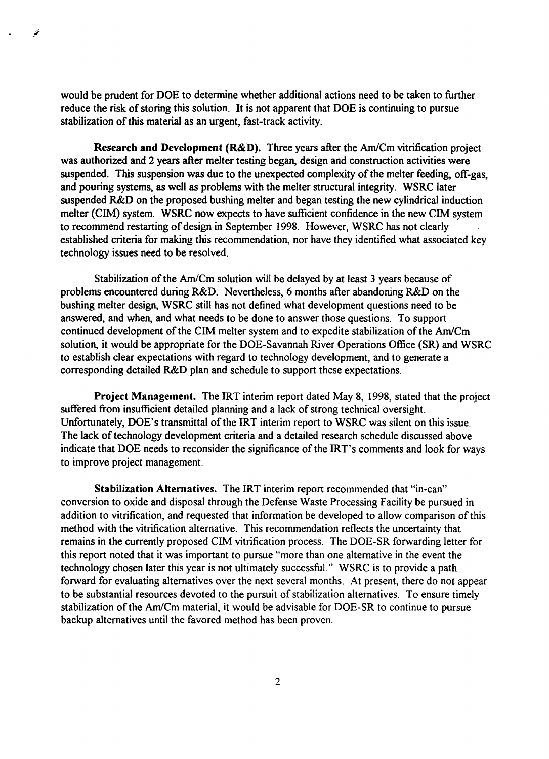would be prudent for DOE to determine whether additional actions need to be taken to further reduce the risk of storing this solution. It is not apparent that DOE is continuing to pursue stabilization of this material as an urgent, fast-track activity.

**Research and Development (R&D).** Three years after the Am/Cm vitrification project was authorized and 2 years after melter testing began, design and construction activities were suspended. This suspension was due to the unexpected complexity of the melter feeding, off-gas, and pouring systems, as well as problems with the melter structural integrity. WSRC later suspended R&D on the proposed bushing melter and began testing the new cylindrical induction melter (CIM) system. WSRC now expects to have sufficient confidence in the new CIM system to recommend restarting of design in September 1998. However, WSRC has not clearly established criteria for making this recommendation, nor have they identified what associated key technology issues need to be resolved.

Stabilization of the Am/Cm solution will be delayed by at least 3 years because of problems encountered during R&D. Nevertheless, 6 months after abandoning R&D on the bushing melter design, WSRC still has not defined what development questions need to be answered, and when, and what needs to be done to answer those questions. To support continued development of the CIM melter system and to expedite stabilization of the Am/Cm solution, it would be appropriate for the DOE-Savannah River Operations Office (SR) and WSRC to establish clear expectations with regard to technology development, and to generate a corresponding detailed R&D plan and schedule to support these expectations.

**Project Management.** The IRT interim report dated May 8, 1998, stated that the project suffered from insufficient detailed planning and a lack of strong technical oversight. Unfortunately, DOE's transmittal of the IRT interim report to WSRC was silent on this issue. The lack of technology development criteria and a detailed research schedule discussed above indicate that DOE needs to reconsider the significance of the IRT's comments and look for ways to improve project management.

**Stabilization Alternatives.** The IRT interim report recommended that "in-can" conversion to oxide and disposal through the Defense Waste Processing Facility be pursued in addition to vitrification, and requested that information be developed to allow comparison of this method with the vitrification alternative. This recommendation reflects the uncertainty that remains in the currently proposed CIM vitrification process. The DOE-SR forwarding letter for this report noted that it was important to pursue "more than one alternative in the event the technology chosen later this year is not ultimately successful." WSRC is to provide a path forward for evaluating alternatives over the next several months. At present, there do not appear to be substantial resources devoted to the pursuit of stabilization alternatives. To ensure timely stabilization of the Am/Cm material, it would be advisable for DOE-SR to continue to pursue backup alternatives until the favored method has been proven.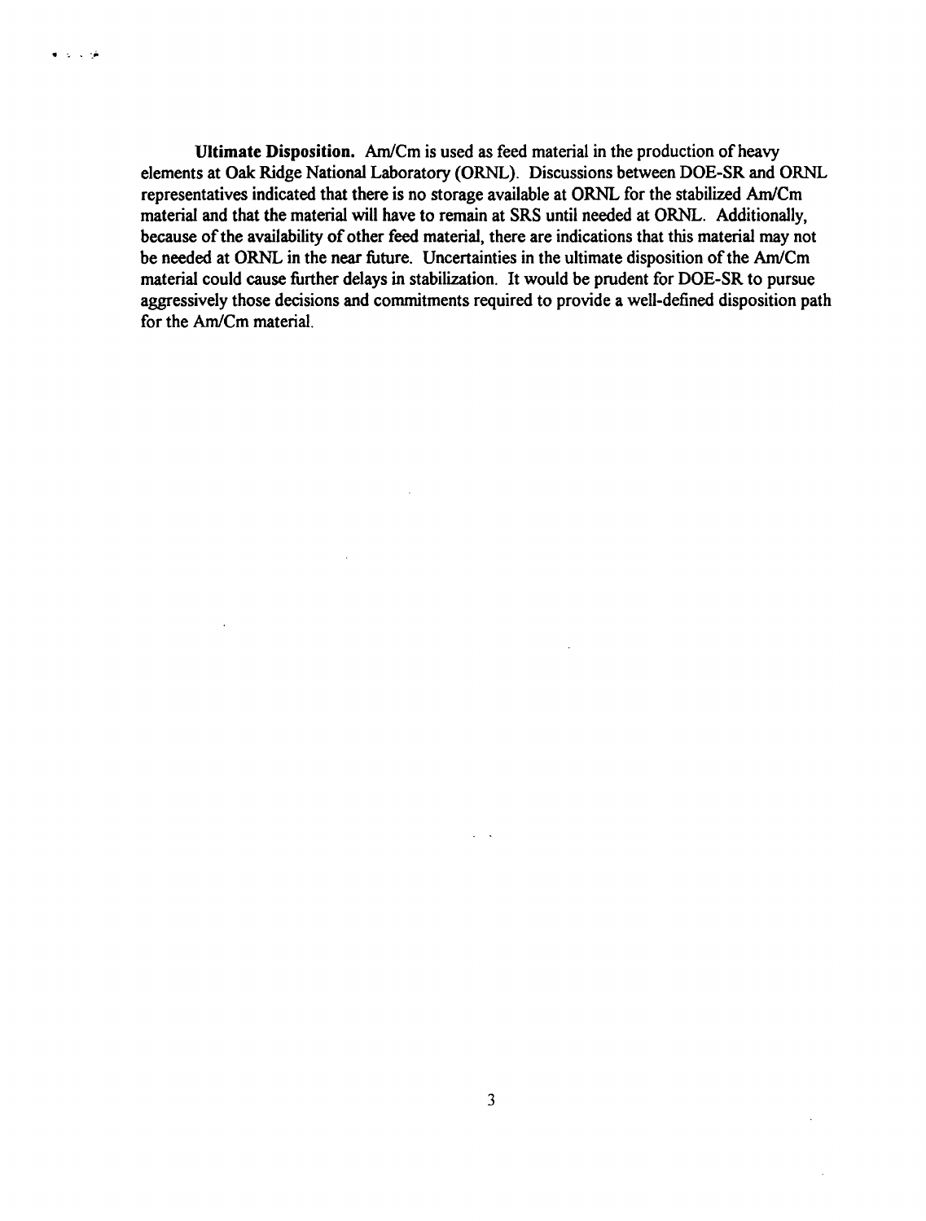**Ultimate Disposition.** Am/Cm is used as feed material in the production of heavy elements at Oak Ridge National Laboratory (ORNL). Discussions between DOE-SR and ORNL representatives indicated that there is no storage available at ORNL for the stabilized Am/Cm material and that the material will have to remain at SRS until needed at ORNL. Additionally, because of the availability of other feed material, there are indications that this material may not be needed at ORNL in the near future. Uncertainties in the ultimate disposition of the Am/Cm material could cause further delays in stabilization. It would be prudent for DOE-SR to pursue aggressively those decisions and commitments required to provide a well-defined disposition path for the Am/Cm material.